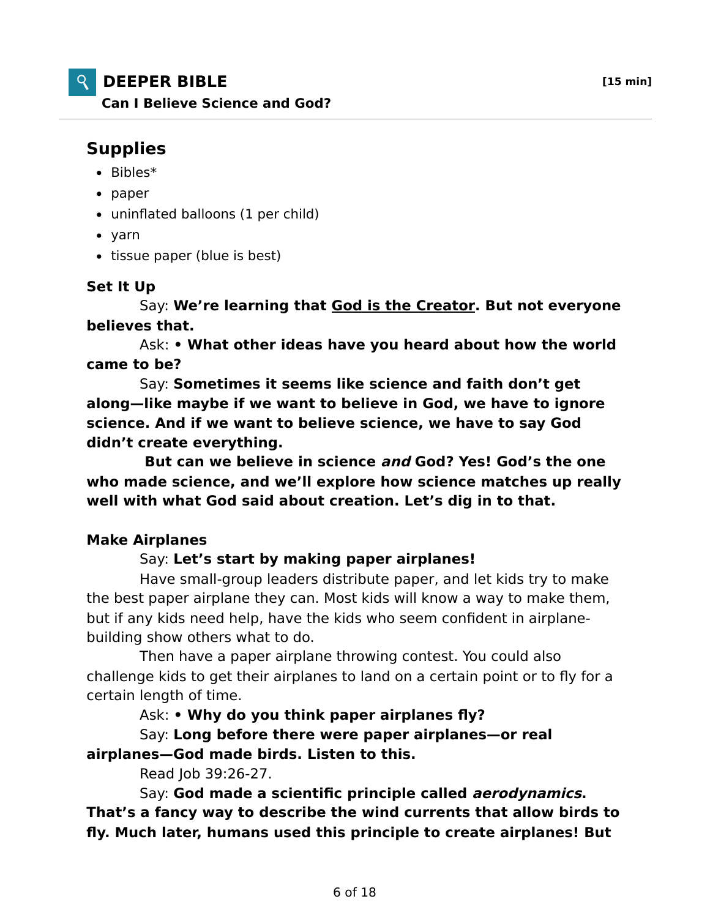# DEEPER BIBLE

**[15 min]**

**Can I Believe Science and God?**

## Supplies

- Bibles*
- paper
- uninflated balloons (1 per child)
- yarn
- tissue paper (blue is best)

**Set It Up**

Say: **We're learning that <u>God is the Creator</u>. But not everyone believes that.**

Ask: **• What other ideas have you heard about how the world came to be?**

Say: **Sometimes it seems like science and faith don't get along—like maybe if we want to believe in God, we have to ignore science. And if we want to believe science, we have to say God didn't create everything.**

**But can we believe in science *and* God? Yes! God's the one who made science, and we'll explore how science matches up really well with what God said about creation. Let's dig in to that.**

**Make Airplanes**

Say: **Let's start by making paper airplanes!**

Have small-group leaders distribute paper, and let kids try to make the best paper airplane they can. Most kids will know a way to make them, but if any kids need help, have the kids who seem confident in airplane-building show others what to do.

Then have a paper airplane throwing contest. You could also challenge kids to get their airplanes to land on a certain point or to fly for a certain length of time.

Ask: **• Why do you think paper airplanes fly?**

Say: **Long before there were paper airplanes—or real airplanes—God made birds. Listen to this.**

Read Job 39:26-27.

Say: **God made a scientific principle called *aerodynamics*. That's a fancy way to describe the wind currents that allow birds to fly. Much later, humans used this principle to create airplanes! But**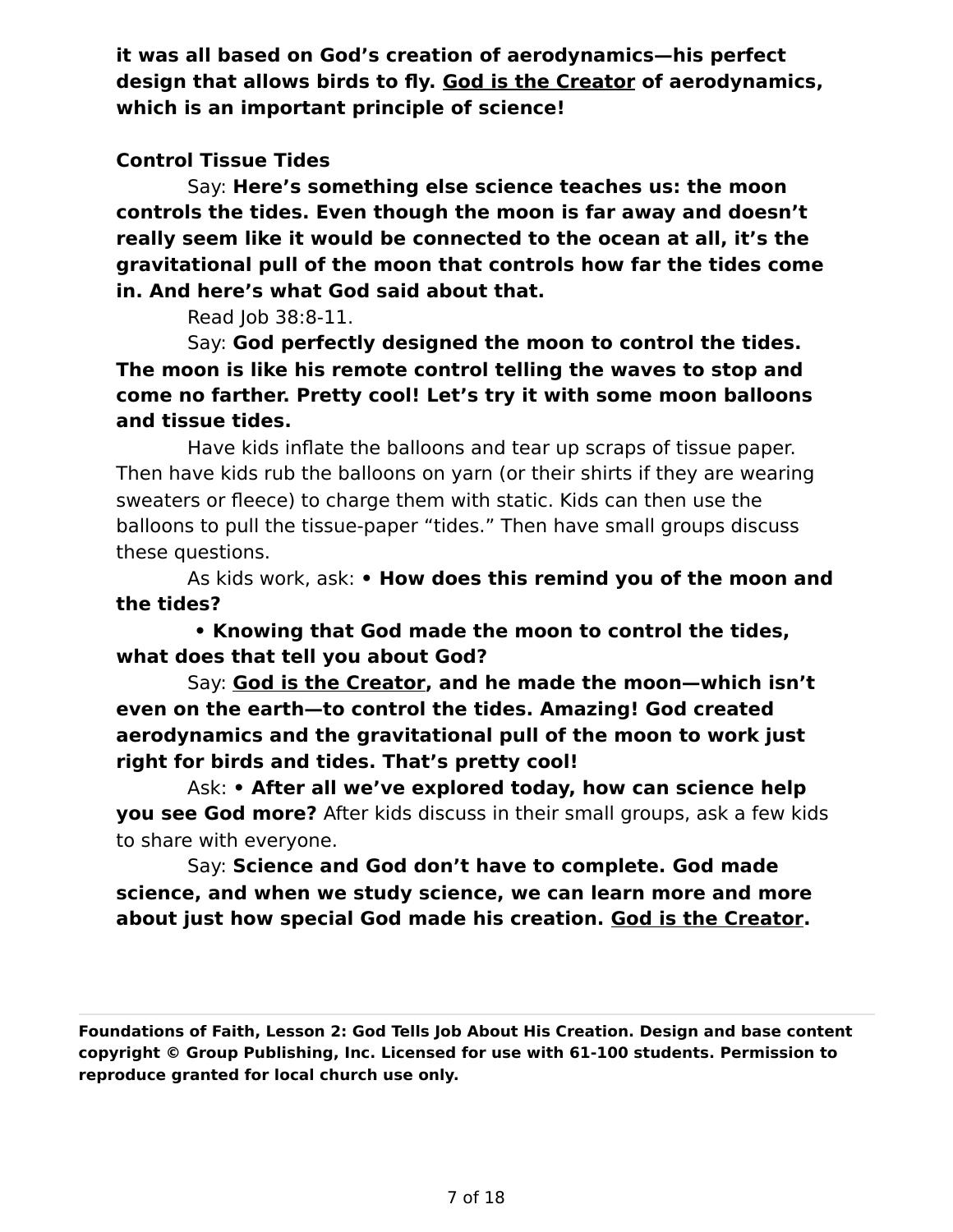**it was all based on God's creation of aerodynamics—his perfect design that allows birds to fly. <u>God is the Creator</u> of aerodynamics, which is an important principle of science!**

**Control Tissue Tides**

Say: **Here's something else science teaches us: the moon controls the tides. Even though the moon is far away and doesn't really seem like it would be connected to the ocean at all, it's the gravitational pull of the moon that controls how far the tides come in. And here's what God said about that.**

Read Job 38:8-11.

Say: **God perfectly designed the moon to control the tides. The moon is like his remote control telling the waves to stop and come no farther. Pretty cool! Let's try it with some moon balloons and tissue tides.**

Have kids inflate the balloons and tear up scraps of tissue paper. Then have kids rub the balloons on yarn (or their shirts if they are wearing sweaters or fleece) to charge them with static. Kids can then use the balloons to pull the tissue-paper "tides." Then have small groups discuss these questions.

As kids work, ask: **• How does this remind you of the moon and the tides?**

**• Knowing that God made the moon to control the tides, what does that tell you about God?**

Say: **<u>God is the Creator</u>, and he made the moon—which isn't even on the earth—to control the tides. Amazing! God created aerodynamics and the gravitational pull of the moon to work just right for birds and tides. That's pretty cool!**

Ask: **• After all we've explored today, how can science help you see God more?** After kids discuss in their small groups, ask a few kids to share with everyone.

Say: **Science and God don't have to complete. God made science, and when we study science, we can learn more and more about just how special God made his creation. <u>God is the Creator</u>.**

**Foundations of Faith, Lesson 2: God Tells Job About His Creation. Design and base content copyright © Group Publishing, Inc. Licensed for use with 61-100 students. Permission to reproduce granted for local church use only.**